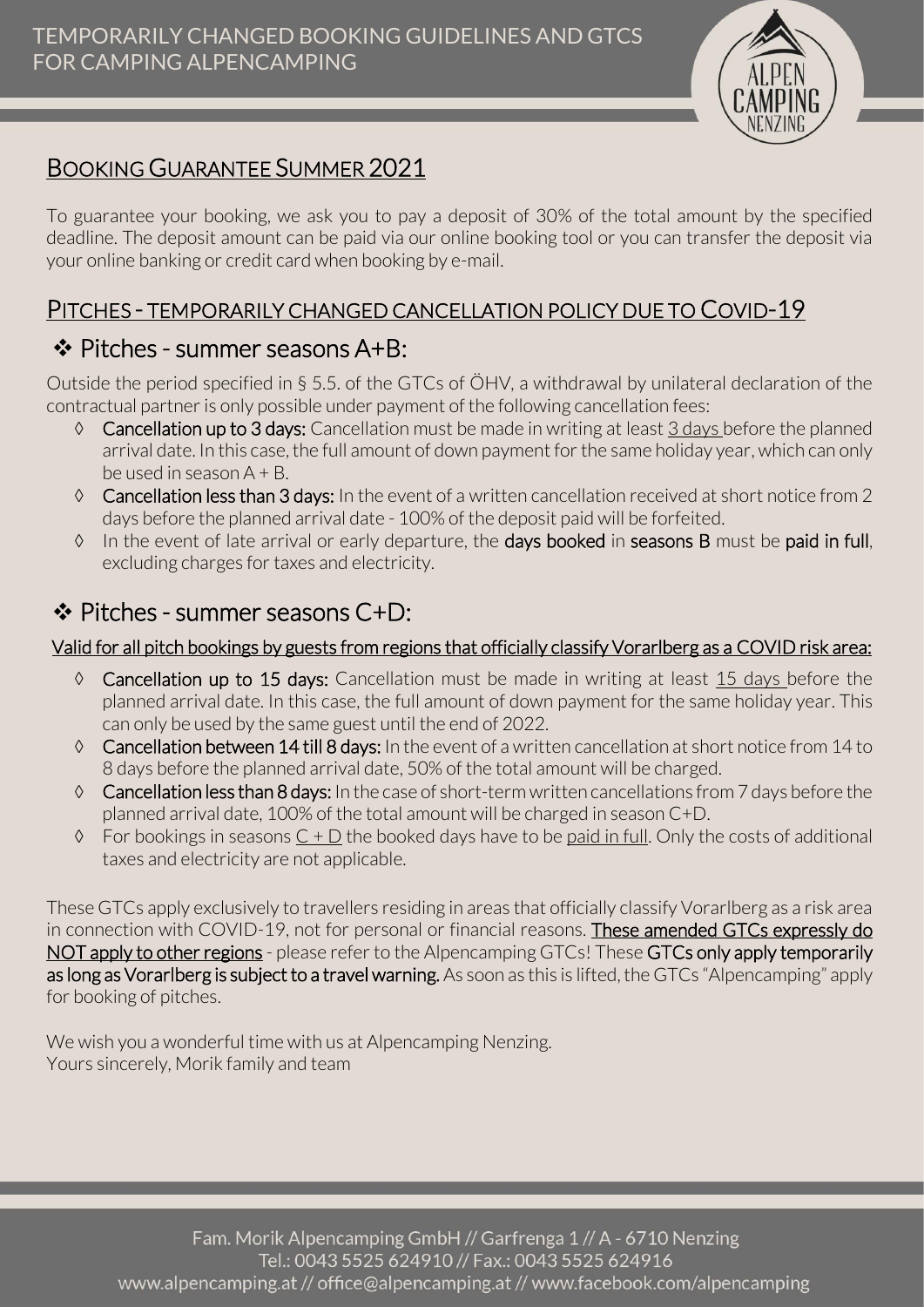# TEMPORARILY CHANGED BOOKING GUIDELINES AND GTCS FOR CAMPING ALPENCAMPING

## BOOKING GUARANTEE SUMMER 2021

To guarantee your booking, we ask you to pay a deposit of 30% of the total amount by the specified deadline. The deposit amount can be paid via our online booking tool or you can transfer the deposit via your online banking or credit card when booking by e-mail.

## PITCHES - TEMPORARILY CHANGED CANCELLATION POLICY DUE TO COVID-19

### ❖ Pitches - summer seasons A+B:

Outside the period specified in § 5.5. of the GTCs of ÖHV, a withdrawal by unilateral declaration of the contractual partner is only possible under payment of the following cancellation fees:

- **Cancellation up to 3 days:** Cancellation must be made in writing at least 3 days before the planned arrival date. In this case, the full amount of down payment for the same holiday year, which can only be used in season A + B.
- **Cancellation less than 3 days:** In the event of a written cancellation received at short notice from 2 days before the planned arrival date - 100% of the deposit paid will be forfeited.
- In the event of late arrival or early departure, the **days booked** in **seasons B** must be **paid in full**, excluding charges for taxes and electricity.

### ❖ Pitches - summer seasons C+D:

Valid for all pitch bookings by guests from regions that officially classify Vorarlberg as a COVID risk area:

- **Cancellation up to 15 days:** Cancellation must be made in writing at least 15 days before the planned arrival date. In this case, the full amount of down payment for the same holiday year. This can only be used by the same guest until the end of 2022.
- **Cancellation between 14 till 8 days:** In the event of a written cancellation at short notice from 14 to 8 days before the planned arrival date, 50% of the total amount will be charged.
- **Cancellation less than 8 days:** In the case of short-term written cancellations from 7 days before the planned arrival date, 100% of the total amount will be charged in season C+D.
- For bookings in seasons C + D the booked days have to be paid in full. Only the costs of additional taxes and electricity are not applicable.

These GTCs apply exclusively to travellers residing in areas that officially classify Vorarlberg as a risk area in connection with COVID-19, not for personal or financial reasons. **These amended GTCs expressly do NOT apply to other regions** - please refer to the Alpencamping GTCs! These **GTCs only apply temporarily as long as Vorarlberg is subject to a travel warning.** As soon as this is lifted, the GTCs "Alpencamping" apply for booking of pitches.

We wish you a wonderful time with us at Alpencamping Nenzing.
Yours sincerely, Morik family and team

Fam. Morik Alpencamping GmbH // Garfrenga 1 // A - 6710 Nenzing
Tel.: 0043 5525 624910 // Fax.: 0043 5525 624916
www.alpencamping.at // office@alpencamping.at // www.facebook.com/alpencamping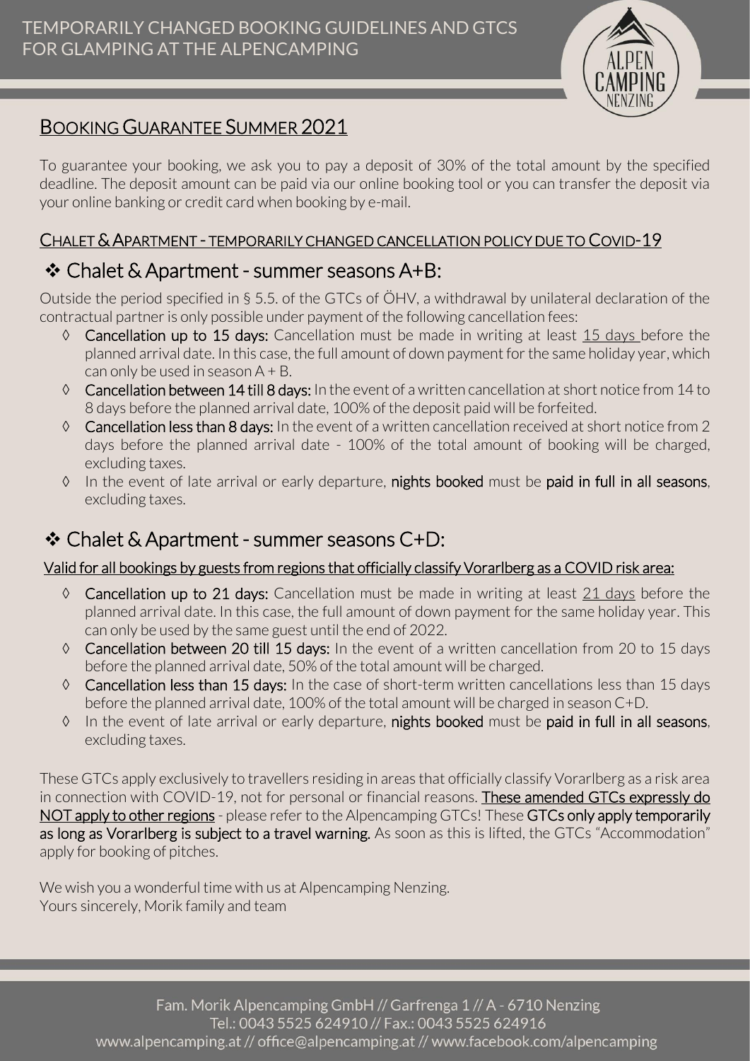# TEMPORARILY CHANGED BOOKING GUIDELINES AND GTCS FOR GLAMPING AT THE ALPENCAMPING

## BOOKING GUARANTEE SUMMER 2021

To guarantee your booking, we ask you to pay a deposit of 30% of the total amount by the specified deadline. The deposit amount can be paid via our online booking tool or you can transfer the deposit via your online banking or credit card when booking by e-mail.

### CHALET & APARTMENT - TEMPORARILY CHANGED CANCELLATION POLICY DUE TO COVID-19

## ❖ Chalet & Apartment - summer seasons A+B:

Outside the period specified in § 5.5. of the GTCs of ÖHV, a withdrawal by unilateral declaration of the contractual partner is only possible under payment of the following cancellation fees:

- **Cancellation up to 15 days:** Cancellation must be made in writing at least 15 days before the planned arrival date. In this case, the full amount of down payment for the same holiday year, which can only be used in season A + B.
- **Cancellation between 14 till 8 days:** In the event of a written cancellation at short notice from 14 to 8 days before the planned arrival date, 100% of the deposit paid will be forfeited.
- **Cancellation less than 8 days:** In the event of a written cancellation received at short notice from 2 days before the planned arrival date - 100% of the total amount of booking will be charged, excluding taxes.
- In the event of late arrival or early departure, **nights booked** must be **paid in full in all seasons**, excluding taxes.

## ❖ Chalet & Apartment - summer seasons C+D:

Valid for all bookings by guests from regions that officially classify Vorarlberg as a COVID risk area:

- **Cancellation up to 21 days:** Cancellation must be made in writing at least 21 days before the planned arrival date. In this case, the full amount of down payment for the same holiday year. This can only be used by the same guest until the end of 2022.
- **Cancellation between 20 till 15 days:** In the event of a written cancellation from 20 to 15 days before the planned arrival date, 50% of the total amount will be charged.
- **Cancellation less than 15 days:** In the case of short-term written cancellations less than 15 days before the planned arrival date, 100% of the total amount will be charged in season C+D.
- In the event of late arrival or early departure, **nights booked** must be **paid in full in all seasons**, excluding taxes.

These GTCs apply exclusively to travellers residing in areas that officially classify Vorarlberg as a risk area in connection with COVID-19, not for personal or financial reasons. **These amended GTCs expressly do NOT apply to other regions** - please refer to the Alpencamping GTCs! These **GTCs only apply temporarily as long as Vorarlberg is subject to a travel warning.** As soon as this is lifted, the GTCs "Accommodation" apply for booking of pitches.

We wish you a wonderful time with us at Alpencamping Nenzing.
Yours sincerely, Morik family and team

Fam. Morik Alpencamping GmbH // Garfrenga 1 // A - 6710 Nenzing
Tel.: 0043 5525 624910 // Fax.: 0043 5525 624916
www.alpencamping.at // office@alpencamping.at // www.facebook.com/alpencamping